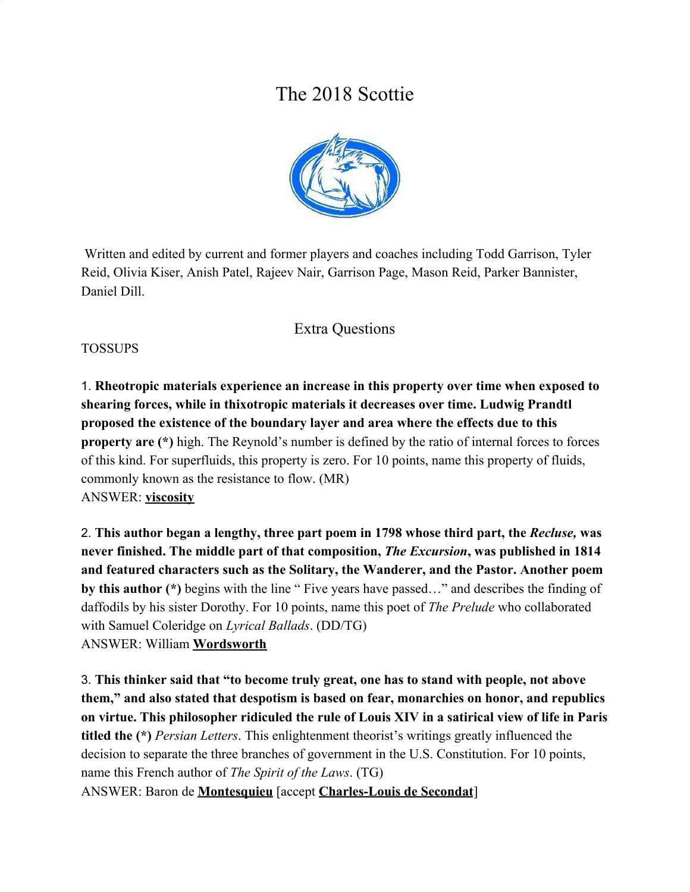# The 2018 Scottie

Written and edited by current and former players and coaches including Todd Garrison, Tyler Reid, Olivia Kiser, Anish Patel, Rajeev Nair, Garrison Page, Mason Reid, Parker Bannister, Daniel Dill.

## Extra Questions

TOSSUPS

1. **Rheotropic materials experience an increase in this property over time when exposed to shearing forces, while in thixotropic materials it decreases over time. Ludwig Prandtl proposed the existence of the boundary layer and area where the effects due to this property are (*)** high. The Reynold's number is defined by the ratio of internal forces to forces of this kind. For superfluids, this property is zero. For 10 points, name this property of fluids, commonly known as the resistance to flow. (MR)
ANSWER: **viscosity**

2. **This author began a lengthy, three part poem in 1798 whose third part, the *Recluse,* was never finished. The middle part of that composition, *The Excursion*, was published in 1814 and featured characters such as the Solitary, the Wanderer, and the Pastor. Another poem by this author (*)** begins with the line " Five years have passed…" and describes the finding of daffodils by his sister Dorothy. For 10 points, name this poet of *The Prelude* who collaborated with Samuel Coleridge on *Lyrical Ballads*. (DD/TG)
ANSWER: William **Wordsworth**

3. **This thinker said that "to become truly great, one has to stand with people, not above them," and also stated that despotism is based on fear, monarchies on honor, and republics on virtue. This philosopher ridiculed the rule of Louis XIV in a satirical view of life in Paris titled the (*)** *Persian Letters*. This enlightenment theorist's writings greatly influenced the decision to separate the three branches of government in the U.S. Constitution. For 10 points, name this French author of *The Spirit of the Laws*. (TG)
ANSWER: Baron de **Montesquieu** [accept **Charles-Louis de Secondat**]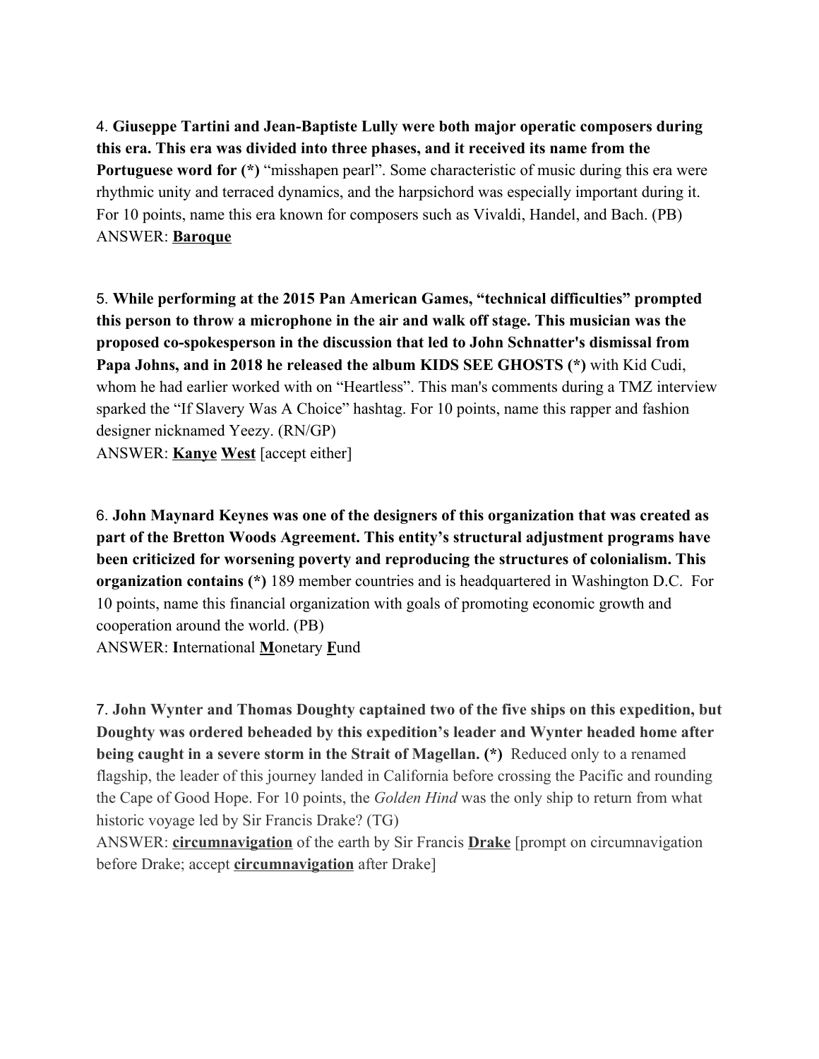4. **Giuseppe Tartini and Jean-Baptiste Lully were both major operatic composers during this era. This era was divided into three phases, and it received its name from the Portuguese word for (*)** "misshapen pearl". Some characteristic of music during this era were rhythmic unity and terraced dynamics, and the harpsichord was especially important during it. For 10 points, name this era known for composers such as Vivaldi, Handel, and Bach. (PB)
ANSWER: **Baroque**

5. **While performing at the 2015 Pan American Games, "technical difficulties" prompted this person to throw a microphone in the air and walk off stage. This musician was the proposed co-spokesperson in the discussion that led to John Schnatter's dismissal from Papa Johns, and in 2018 he released the album KIDS SEE GHOSTS (*)** with Kid Cudi, whom he had earlier worked with on "Heartless". This man's comments during a TMZ interview sparked the "If Slavery Was A Choice" hashtag. For 10 points, name this rapper and fashion designer nicknamed Yeezy. (RN/GP)
ANSWER: **Kanye West** [accept either]

6. **John Maynard Keynes was one of the designers of this organization that was created as part of the Bretton Woods Agreement. This entity's structural adjustment programs have been criticized for worsening poverty and reproducing the structures of colonialism. This organization contains (*)** 189 member countries and is headquartered in Washington D.C. For 10 points, name this financial organization with goals of promoting economic growth and cooperation around the world. (PB)
ANSWER: **I**nternational **M**onetary **F**und

7. **John Wynter and Thomas Doughty captained two of the five ships on this expedition, but Doughty was ordered beheaded by this expedition's leader and Wynter headed home after being caught in a severe storm in the Strait of Magellan. (*)** Reduced only to a renamed flagship, the leader of this journey landed in California before crossing the Pacific and rounding the Cape of Good Hope. For 10 points, the *Golden Hind* was the only ship to return from what historic voyage led by Sir Francis Drake? (TG)
ANSWER: **circumnavigation** of the earth by Sir Francis **Drake** [prompt on circumnavigation before Drake; accept **circumnavigation** after Drake]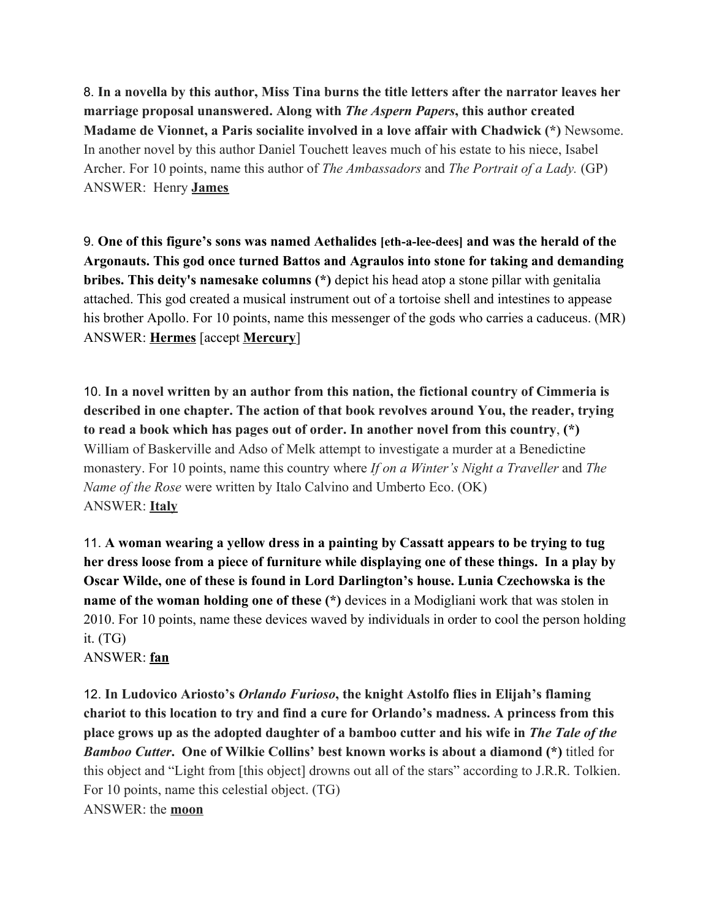8. **In a novella by this author, Miss Tina burns the title letters after the narrator leaves her marriage proposal unanswered. Along with *The Aspern Papers*, this author created Madame de Vionnet, a Paris socialite involved in a love affair with Chadwick (\*)** Newsome. In another novel by this author Daniel Touchett leaves much of his estate to his niece, Isabel Archer. For 10 points, name this author of *The Ambassadors* and *The Portrait of a Lady.* (GP)
ANSWER: Henry **<u>James</u>**

9. **One of this figure's sons was named Aethalides [eth-a-lee-dees] and was the herald of the Argonauts. This god once turned Battos and Agraulos into stone for taking and demanding bribes. This deity's namesake columns (\*)** depict his head atop a stone pillar with genitalia attached. This god created a musical instrument out of a tortoise shell and intestines to appease his brother Apollo. For 10 points, name this messenger of the gods who carries a caduceus. (MR)
ANSWER: **<u>Hermes</u>** [accept **<u>Mercury</u>**]

10. **In a novel written by an author from this nation, the fictional country of Cimmeria is described in one chapter. The action of that book revolves around You, the reader, trying to read a book which has pages out of order. In another novel from this country, (\*)** William of Baskerville and Adso of Melk attempt to investigate a murder at a Benedictine monastery. For 10 points, name this country where *If on a Winter's Night a Traveller* and *The Name of the Rose* were written by Italo Calvino and Umberto Eco. (OK)
ANSWER: **<u>Italy</u>**

11. **A woman wearing a yellow dress in a painting by Cassatt appears to be trying to tug her dress loose from a piece of furniture while displaying one of these things. In a play by Oscar Wilde, one of these is found in Lord Darlington's house. Lunia Czechowska is the name of the woman holding one of these (\*)** devices in a Modigliani work that was stolen in 2010. For 10 points, name these devices waved by individuals in order to cool the person holding it. (TG)
ANSWER: **<u>fan</u>**

12. **In Ludovico Ariosto's *Orlando Furioso*, the knight Astolfo flies in Elijah's flaming chariot to this location to try and find a cure for Orlando's madness. A princess from this place grows up as the adopted daughter of a bamboo cutter and his wife in *The Tale of the Bamboo Cutter*. One of Wilkie Collins' best known works is about a diamond (\*)** titled for this object and "Light from [this object] drowns out all of the stars" according to J.R.R. Tolkien. For 10 points, name this celestial object. (TG)
ANSWER: the **<u>moon</u>**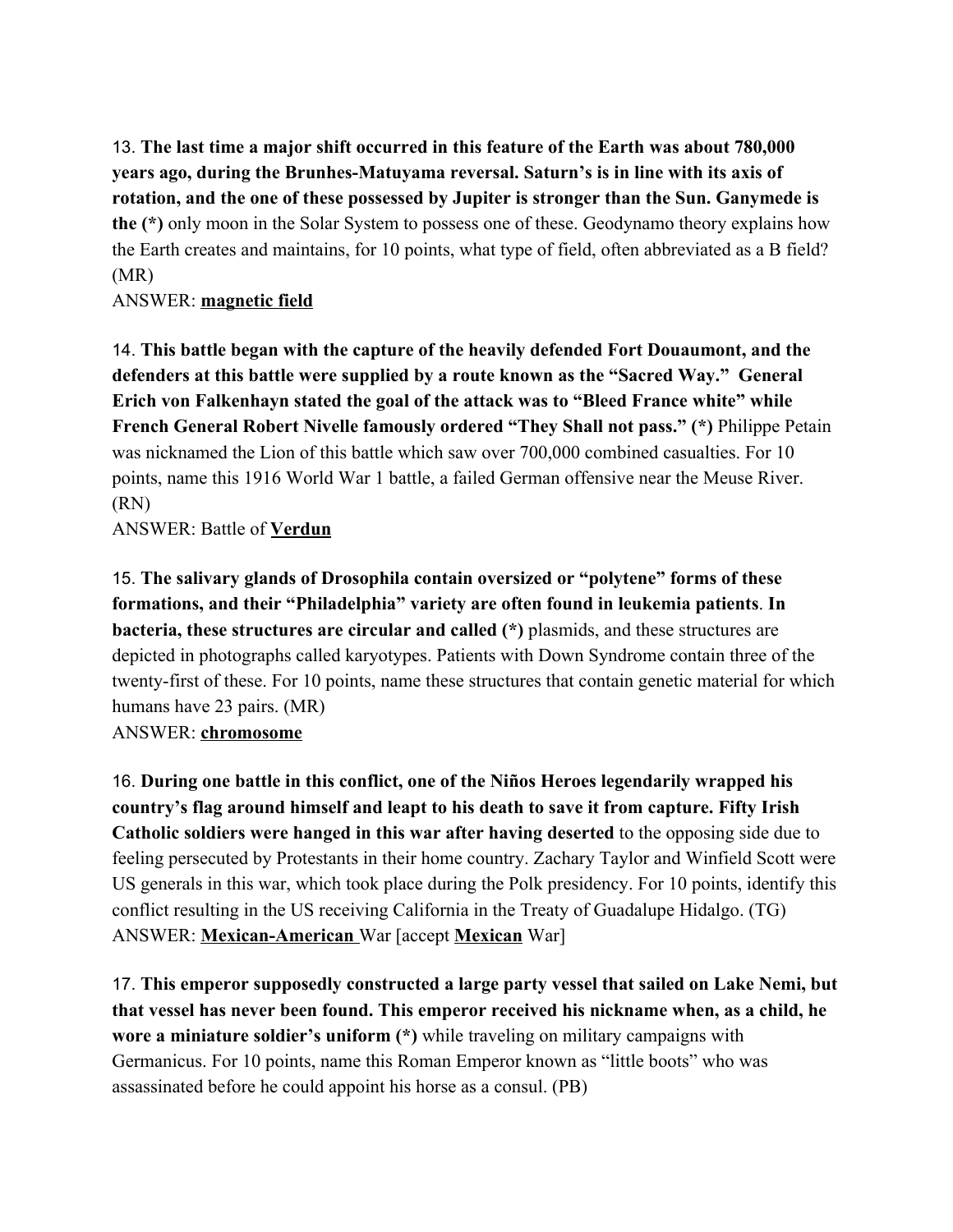13. **The last time a major shift occurred in this feature of the Earth was about 780,000 years ago, during the Brunhes-Matuyama reversal. Saturn's is in line with its axis of rotation, and the one of these possessed by Jupiter is stronger than the Sun. Ganymede is the (*)** only moon in the Solar System to possess one of these. Geodynamo theory explains how the Earth creates and maintains, for 10 points, what type of field, often abbreviated as a B field? (MR)

ANSWER: **magnetic field**

14. **This battle began with the capture of the heavily defended Fort Douaumont, and the defenders at this battle were supplied by a route known as the "Sacred Way." General Erich von Falkenhayn stated the goal of the attack was to "Bleed France white" while French General Robert Nivelle famously ordered "They Shall not pass." (*)** Philippe Petain was nicknamed the Lion of this battle which saw over 700,000 combined casualties. For 10 points, name this 1916 World War 1 battle, a failed German offensive near the Meuse River. (RN)

ANSWER: Battle of **Verdun**

15. **The salivary glands of Drosophila contain oversized or "polytene" forms of these formations, and their "Philadelphia" variety are often found in leukemia patients**. **In bacteria, these structures are circular and called (*)** plasmids, and these structures are depicted in photographs called karyotypes. Patients with Down Syndrome contain three of the twenty-first of these. For 10 points, name these structures that contain genetic material for which humans have 23 pairs. (MR)

ANSWER: **chromosome**

16. **During one battle in this conflict, one of the Niños Heroes legendarily wrapped his country's flag around himself and leapt to his death to save it from capture. Fifty Irish Catholic soldiers were hanged in this war after having deserted** to the opposing side due to feeling persecuted by Protestants in their home country. Zachary Taylor and Winfield Scott were US generals in this war, which took place during the Polk presidency. For 10 points, identify this conflict resulting in the US receiving California in the Treaty of Guadalupe Hidalgo. (TG)

ANSWER: **Mexican-American** War [accept **Mexican** War]

17. **This emperor supposedly constructed a large party vessel that sailed on Lake Nemi, but that vessel has never been found. This emperor received his nickname when, as a child, he wore a miniature soldier's uniform (*)** while traveling on military campaigns with Germanicus. For 10 points, name this Roman Emperor known as "little boots" who was assassinated before he could appoint his horse as a consul. (PB)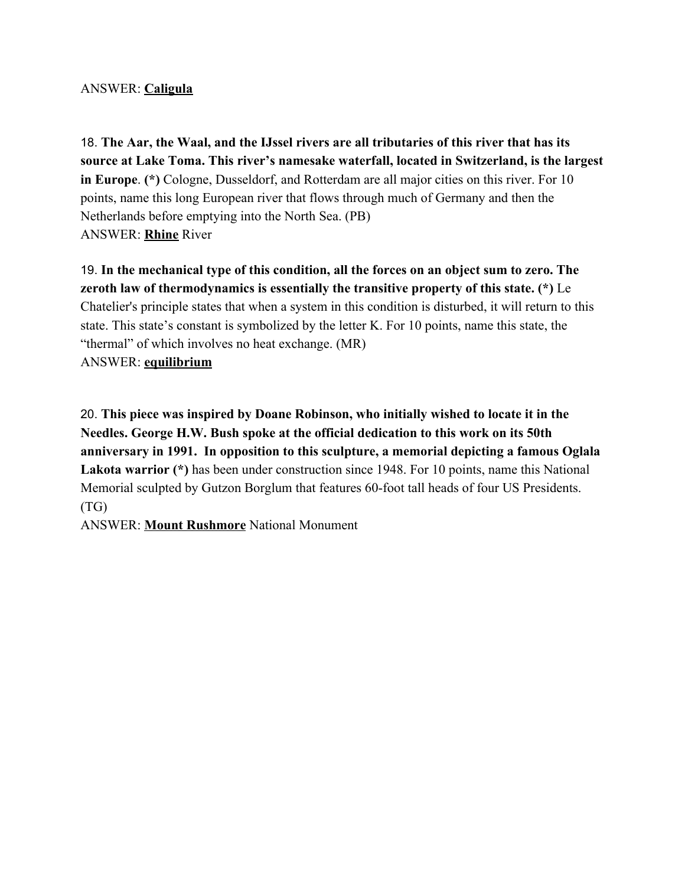ANSWER: **<u>Caligula</u>**

18. **The Aar, the Waal, and the IJssel rivers are all tributaries of this river that has its source at Lake Toma. This river's namesake waterfall, located in Switzerland, is the largest in Europe**. **(*)** Cologne, Dusseldorf, and Rotterdam are all major cities on this river. For 10 points, name this long European river that flows through much of Germany and then the Netherlands before emptying into the North Sea. (PB)
ANSWER: **<u>Rhine</u>** River

19. **In the mechanical type of this condition, all the forces on an object sum to zero. The zeroth law of thermodynamics is essentially the transitive property of this state. (*)** Le Chatelier's principle states that when a system in this condition is disturbed, it will return to this state. This state's constant is symbolized by the letter K. For 10 points, name this state, the "thermal" of which involves no heat exchange. (MR)
ANSWER: **<u>equilibrium</u>**

20. **This piece was inspired by Doane Robinson, who initially wished to locate it in the Needles. George H.W. Bush spoke at the official dedication to this work on its 50th anniversary in 1991. In opposition to this sculpture, a memorial depicting a famous Oglala Lakota warrior (*)** has been under construction since 1948. For 10 points, name this National Memorial sculpted by Gutzon Borglum that features 60-foot tall heads of four US Presidents. (TG)
ANSWER: **<u>Mount Rushmore</u>** National Monument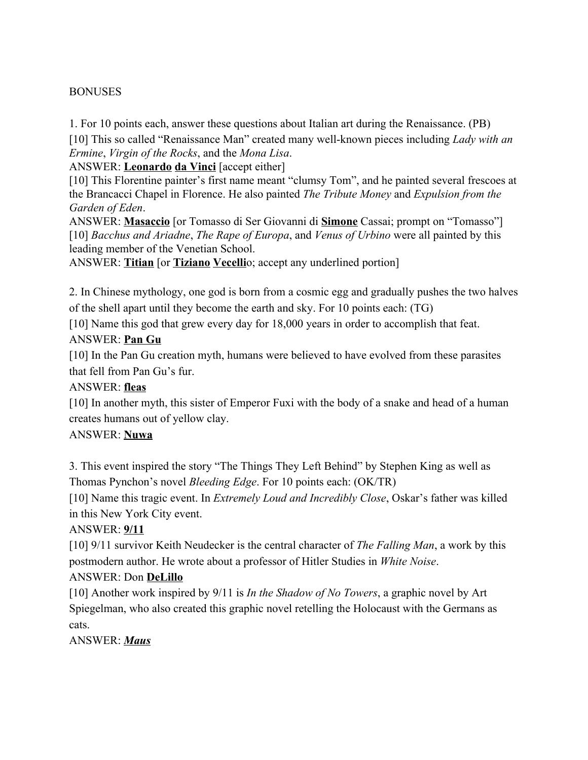BONUSES

1. For 10 points each, answer these questions about Italian art during the Renaissance. (PB)

[10] This so called "Renaissance Man" created many well-known pieces including *Lady with an Ermine*, *Virgin of the Rocks*, and the *Mona Lisa*.

ANSWER: **Leonardo** **da Vinci** [accept either]

[10] This Florentine painter's first name meant "clumsy Tom", and he painted several frescoes at the Brancacci Chapel in Florence. He also painted *The Tribute Money* and *Expulsion from the Garden of Eden*.

ANSWER: **Masaccio** [or Tomasso di Ser Giovanni di **Simone** Cassai; prompt on "Tomasso"]

[10] *Bacchus and Ariadne*, *The Rape of Europa*, and *Venus of Urbino* were all painted by this leading member of the Venetian School.

ANSWER: **Titian** [or **Tiziano** **Vecelli**o; accept any underlined portion]

2. In Chinese mythology, one god is born from a cosmic egg and gradually pushes the two halves of the shell apart until they become the earth and sky. For 10 points each: (TG)

[10] Name this god that grew every day for 18,000 years in order to accomplish that feat.

ANSWER: **Pan Gu**

[10] In the Pan Gu creation myth, humans were believed to have evolved from these parasites that fell from Pan Gu's fur.

ANSWER: **fleas**

[10] In another myth, this sister of Emperor Fuxi with the body of a snake and head of a human creates humans out of yellow clay.

ANSWER: **Nuwa**

3. This event inspired the story "The Things They Left Behind" by Stephen King as well as Thomas Pynchon's novel *Bleeding Edge*. For 10 points each: (OK/TR)

[10] Name this tragic event. In *Extremely Loud and Incredibly Close*, Oskar's father was killed in this New York City event.

ANSWER: **9/11**

[10] 9/11 survivor Keith Neudecker is the central character of *The Falling Man*, a work by this postmodern author. He wrote about a professor of Hitler Studies in *White Noise*.

ANSWER: Don **DeLillo**

[10] Another work inspired by 9/11 is *In the Shadow of No Towers*, a graphic novel by Art Spiegelman, who also created this graphic novel retelling the Holocaust with the Germans as cats.

ANSWER: ***Maus***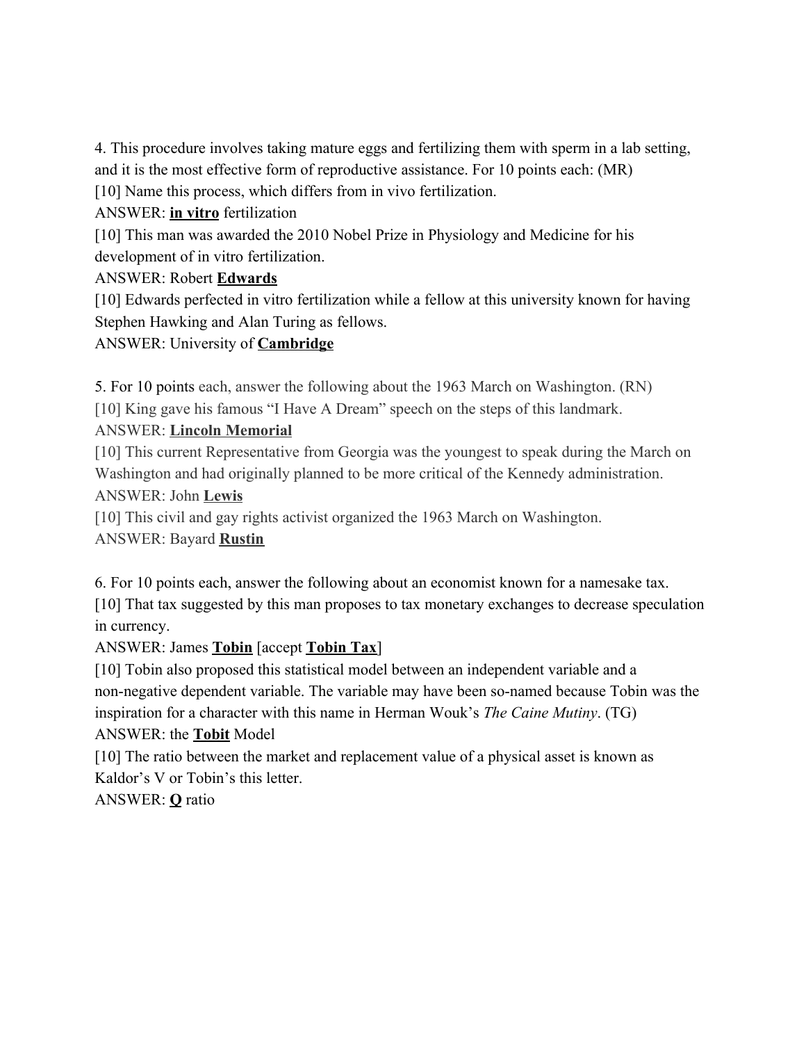4. This procedure involves taking mature eggs and fertilizing them with sperm in a lab setting, and it is the most effective form of reproductive assistance. For 10 points each: (MR)

[10] Name this process, which differs from in vivo fertilization.

ANSWER: **in vitro** fertilization

[10] This man was awarded the 2010 Nobel Prize in Physiology and Medicine for his development of in vitro fertilization.

ANSWER: Robert **Edwards**

[10] Edwards perfected in vitro fertilization while a fellow at this university known for having Stephen Hawking and Alan Turing as fellows.

ANSWER: University of **Cambridge**

5. For 10 points each, answer the following about the 1963 March on Washington. (RN)

[10] King gave his famous "I Have A Dream" speech on the steps of this landmark.

ANSWER: **Lincoln Memorial**

[10] This current Representative from Georgia was the youngest to speak during the March on Washington and had originally planned to be more critical of the Kennedy administration.

ANSWER: John **Lewis**

[10] This civil and gay rights activist organized the 1963 March on Washington.

ANSWER: Bayard **Rustin**

6. For 10 points each, answer the following about an economist known for a namesake tax.

[10] That tax suggested by this man proposes to tax monetary exchanges to decrease speculation in currency.

ANSWER: James **Tobin** [accept **Tobin Tax**]

[10] Tobin also proposed this statistical model between an independent variable and a non-negative dependent variable. The variable may have been so-named because Tobin was the inspiration for a character with this name in Herman Wouk's *The Caine Mutiny*. (TG)

ANSWER: the **Tobit** Model

[10] The ratio between the market and replacement value of a physical asset is known as Kaldor's V or Tobin's this letter.

ANSWER: **Q** ratio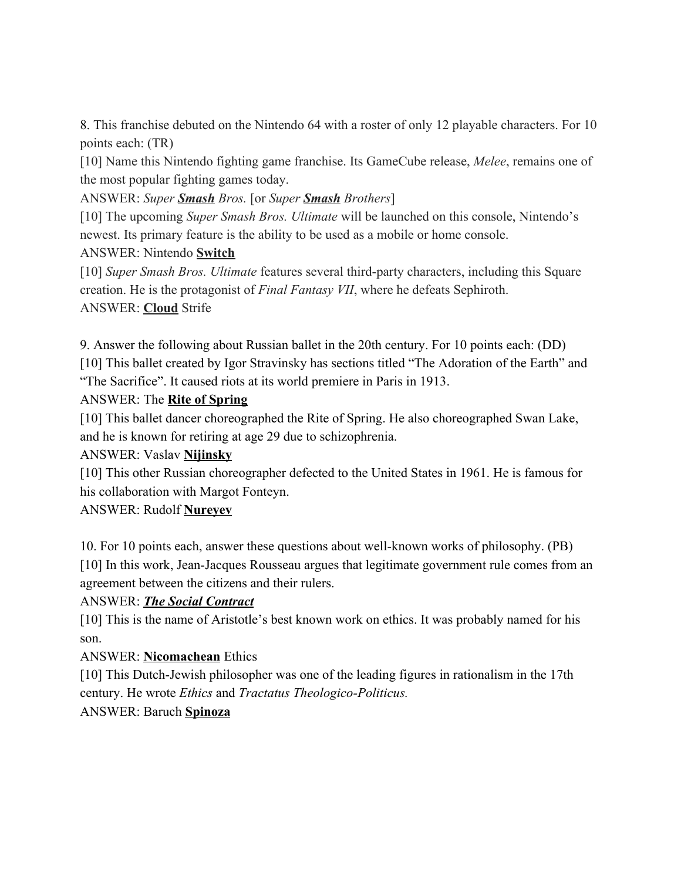8. This franchise debuted on the Nintendo 64 with a roster of only 12 playable characters. For 10 points each: (TR)

[10] Name this Nintendo fighting game franchise. Its GameCube release, *Melee*, remains one of the most popular fighting games today.

ANSWER: *Super **Smash** Bros.* [or *Super **Smash** Brothers*]

[10] The upcoming *Super Smash Bros. Ultimate* will be launched on this console, Nintendo's newest. Its primary feature is the ability to be used as a mobile or home console.

ANSWER: Nintendo **Switch**

[10] *Super Smash Bros. Ultimate* features several third-party characters, including this Square creation. He is the protagonist of *Final Fantasy VII*, where he defeats Sephiroth.

ANSWER: **Cloud** Strife

9. Answer the following about Russian ballet in the 20th century. For 10 points each: (DD)

[10] This ballet created by Igor Stravinsky has sections titled "The Adoration of the Earth" and "The Sacrifice". It caused riots at its world premiere in Paris in 1913.

ANSWER: The **Rite of Spring**

[10] This ballet dancer choreographed the Rite of Spring. He also choreographed Swan Lake, and he is known for retiring at age 29 due to schizophrenia.

ANSWER: Vaslav **Nijinsky**

[10] This other Russian choreographer defected to the United States in 1961. He is famous for his collaboration with Margot Fonteyn.

ANSWER: Rudolf **Nureyev**

10. For 10 points each, answer these questions about well-known works of philosophy. (PB)

[10] In this work, Jean-Jacques Rousseau argues that legitimate government rule comes from an agreement between the citizens and their rulers.

ANSWER: ***The Social Contract***

[10] This is the name of Aristotle's best known work on ethics. It was probably named for his son.

ANSWER: **Nicomachean** Ethics

[10] This Dutch-Jewish philosopher was one of the leading figures in rationalism in the 17th century. He wrote *Ethics* and *Tractatus Theologico-Politicus.*

ANSWER: Baruch **Spinoza**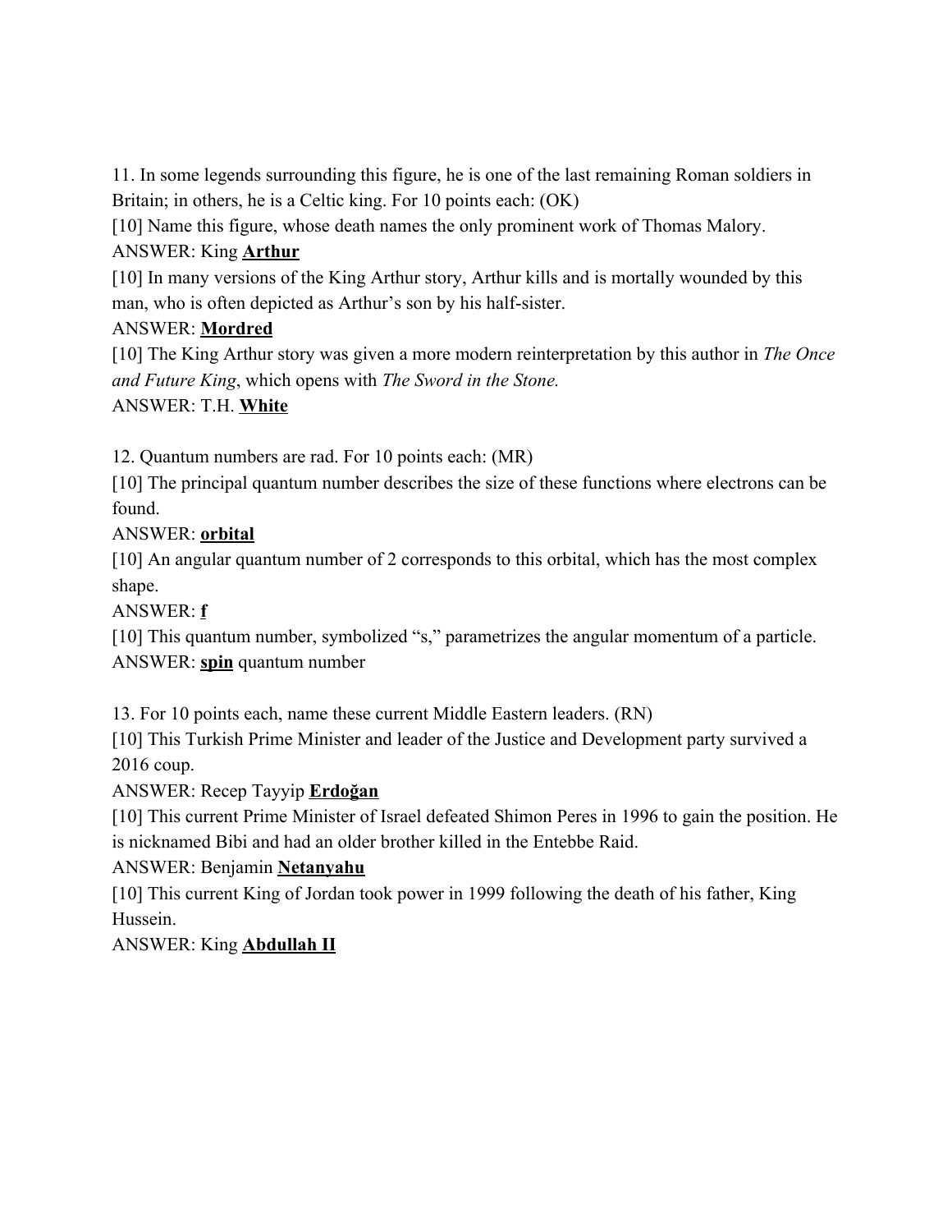11. In some legends surrounding this figure, he is one of the last remaining Roman soldiers in Britain; in others, he is a Celtic king. For 10 points each: (OK)

[10] Name this figure, whose death names the only prominent work of Thomas Malory.

ANSWER: King **Arthur**

[10] In many versions of the King Arthur story, Arthur kills and is mortally wounded by this man, who is often depicted as Arthur's son by his half-sister.

ANSWER: **Mordred**

[10] The King Arthur story was given a more modern reinterpretation by this author in *The Once and Future King*, which opens with *The Sword in the Stone.*

ANSWER: T.H. **White**

12. Quantum numbers are rad. For 10 points each: (MR)

[10] The principal quantum number describes the size of these functions where electrons can be found.

ANSWER: **orbital**

[10] An angular quantum number of 2 corresponds to this orbital, which has the most complex shape.

ANSWER: **f**

[10] This quantum number, symbolized "s," parametrizes the angular momentum of a particle.

ANSWER: **spin** quantum number

13. For 10 points each, name these current Middle Eastern leaders. (RN)

[10] This Turkish Prime Minister and leader of the Justice and Development party survived a 2016 coup.

ANSWER: Recep Tayyip **Erdoğan**

[10] This current Prime Minister of Israel defeated Shimon Peres in 1996 to gain the position. He is nicknamed Bibi and had an older brother killed in the Entebbe Raid.

ANSWER: Benjamin **Netanyahu**

[10] This current King of Jordan took power in 1999 following the death of his father, King Hussein.

ANSWER: King **Abdullah II**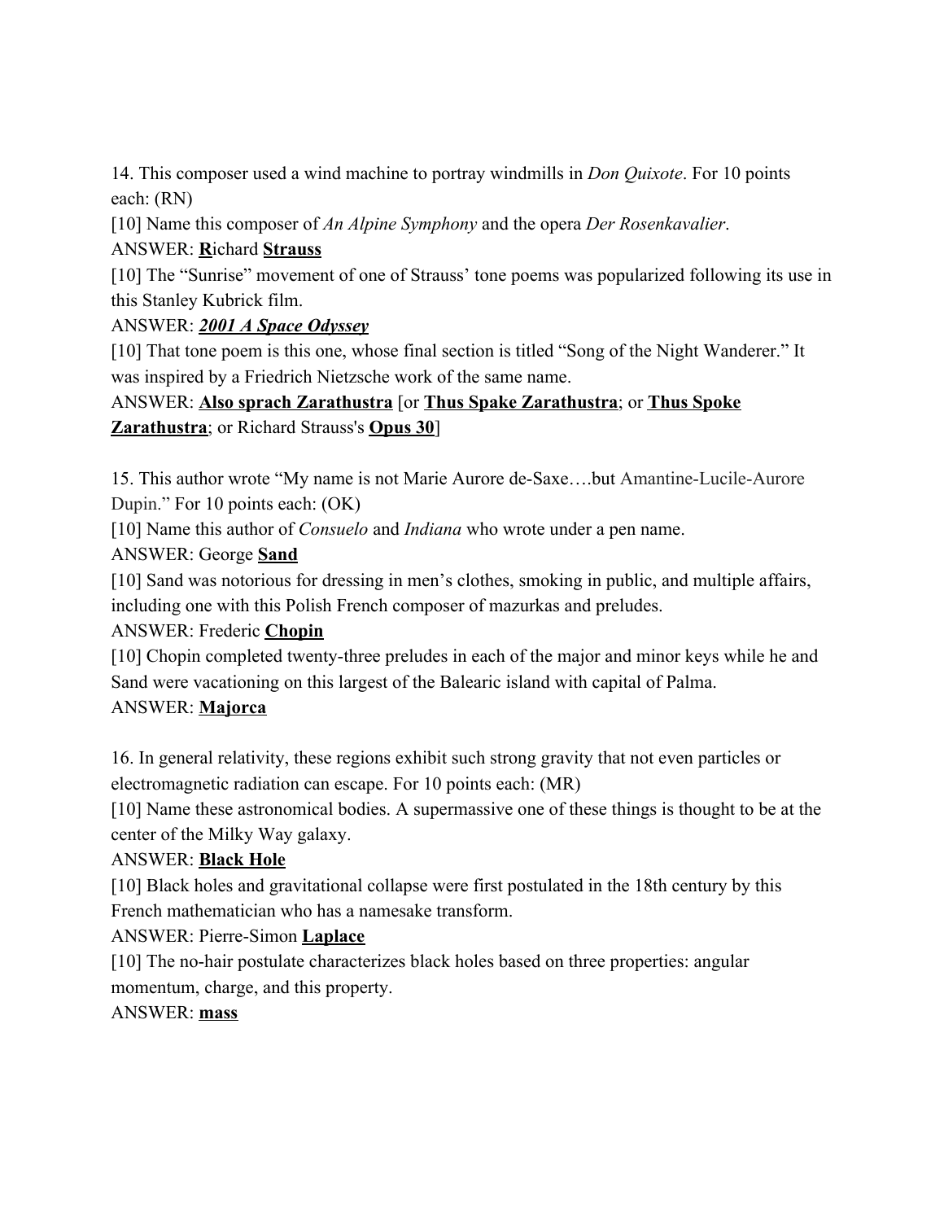14. This composer used a wind machine to portray windmills in *Don Quixote*. For 10 points each: (RN)

[10] Name this composer of *An Alpine Symphony* and the opera *Der Rosenkavalier*.

ANSWER: **R**ichard **Strauss**

[10] The "Sunrise" movement of one of Strauss' tone poems was popularized following its use in this Stanley Kubrick film.

ANSWER: ***2001 A Space Odyssey***

[10] That tone poem is this one, whose final section is titled "Song of the Night Wanderer." It was inspired by a Friedrich Nietzsche work of the same name.

ANSWER: **Also sprach Zarathustra** [or **Thus Spake Zarathustra**; or **Thus Spoke Zarathustra**; or Richard Strauss's **Opus 30**]

15. This author wrote "My name is not Marie Aurore de-Saxe….but Amantine-Lucile-Aurore Dupin." For 10 points each: (OK)

[10] Name this author of *Consuelo* and *Indiana* who wrote under a pen name.

ANSWER: George **Sand**

[10] Sand was notorious for dressing in men's clothes, smoking in public, and multiple affairs, including one with this Polish French composer of mazurkas and preludes.

ANSWER: Frederic **Chopin**

[10] Chopin completed twenty-three preludes in each of the major and minor keys while he and Sand were vacationing on this largest of the Balearic island with capital of Palma.

ANSWER: **Majorca**

16. In general relativity, these regions exhibit such strong gravity that not even particles or electromagnetic radiation can escape. For 10 points each: (MR)

[10] Name these astronomical bodies. A supermassive one of these things is thought to be at the center of the Milky Way galaxy.

ANSWER: **Black Hole**

[10] Black holes and gravitational collapse were first postulated in the 18th century by this French mathematician who has a namesake transform.

ANSWER: Pierre-Simon **Laplace**

[10] The no-hair postulate characterizes black holes based on three properties: angular momentum, charge, and this property.

ANSWER: **mass**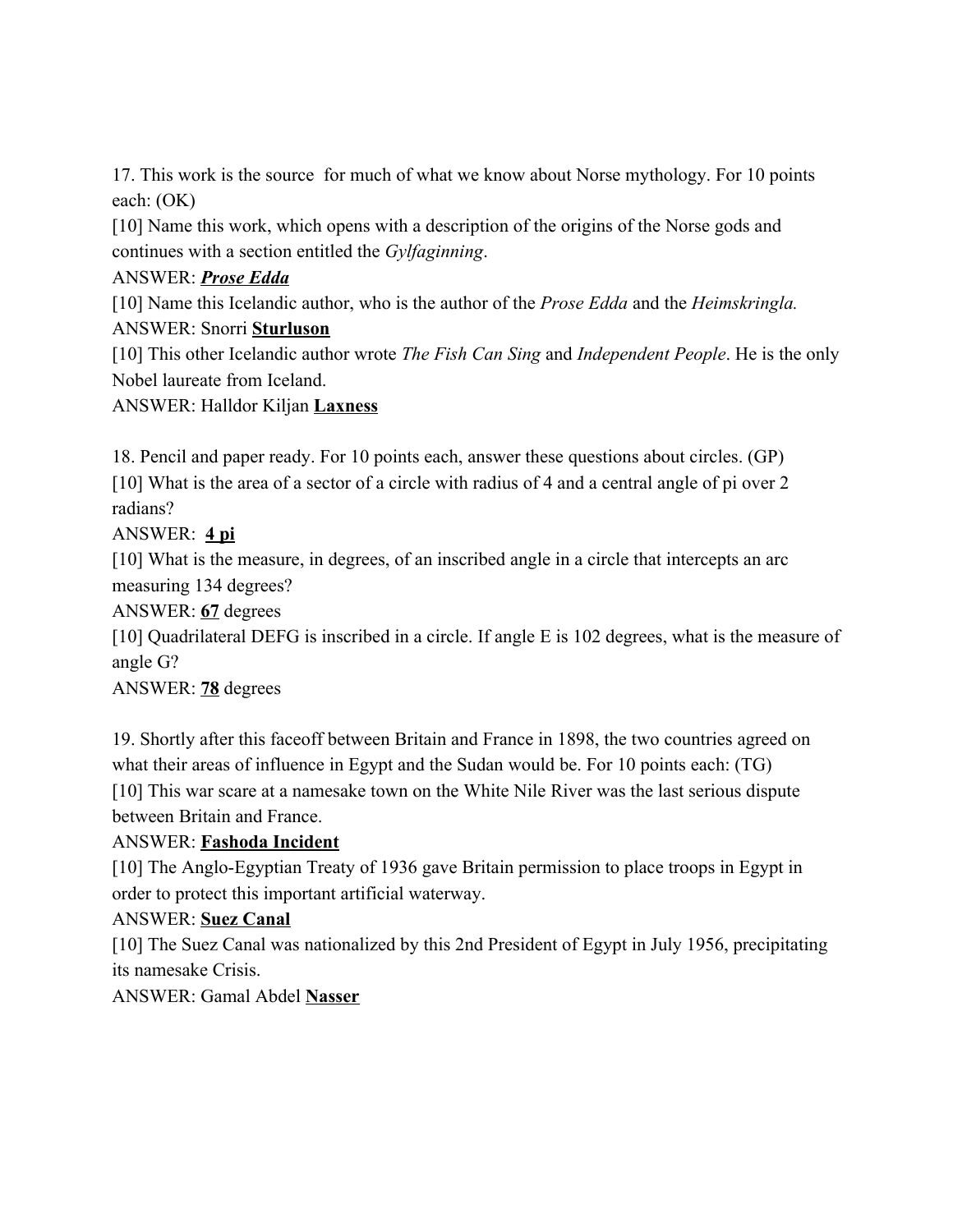17. This work is the source  for much of what we know about Norse mythology. For 10 points each: (OK)

[10] Name this work, which opens with a description of the origins of the Norse gods and continues with a section entitled the *Gylfaginning*.

ANSWER: ***Prose Edda***

[10] Name this Icelandic author, who is the author of the *Prose Edda* and the *Heimskringla.*

ANSWER: Snorri **Sturluson**

[10] This other Icelandic author wrote *The Fish Can Sing* and *Independent People*. He is the only Nobel laureate from Iceland.

ANSWER: Halldor Kiljan **Laxness**

18. Pencil and paper ready. For 10 points each, answer these questions about circles. (GP)

[10] What is the area of a sector of a circle with radius of 4 and a central angle of pi over 2 radians?

ANSWER: **4 pi**

[10] What is the measure, in degrees, of an inscribed angle in a circle that intercepts an arc measuring 134 degrees?

ANSWER: **67** degrees

[10] Quadrilateral DEFG is inscribed in a circle. If angle E is 102 degrees, what is the measure of angle G?

ANSWER: **78** degrees

19. Shortly after this faceoff between Britain and France in 1898, the two countries agreed on what their areas of influence in Egypt and the Sudan would be. For 10 points each: (TG)

[10] This war scare at a namesake town on the White Nile River was the last serious dispute between Britain and France.

ANSWER: **Fashoda Incident**

[10] The Anglo-Egyptian Treaty of 1936 gave Britain permission to place troops in Egypt in order to protect this important artificial waterway.

ANSWER: **Suez Canal**

[10] The Suez Canal was nationalized by this 2nd President of Egypt in July 1956, precipitating its namesake Crisis.

ANSWER: Gamal Abdel **Nasser**